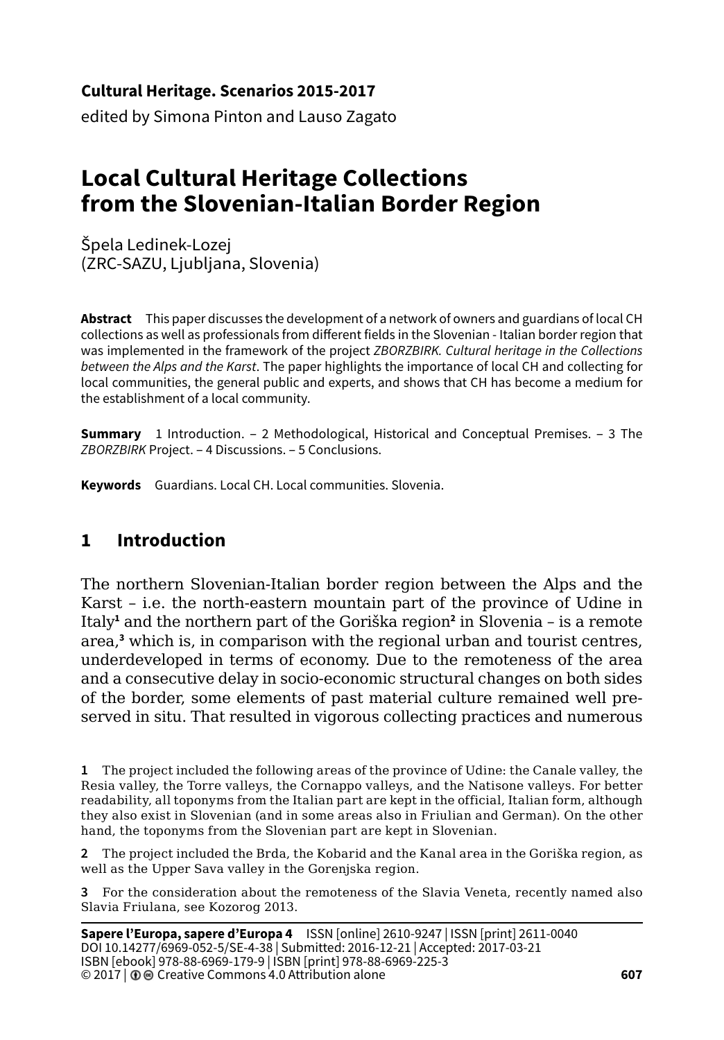**Cultural Heritage. Scenarios 2015-2017**
edited by Simona Pinton and Lauso Zagato

# Local Cultural Heritage Collections from the Slovenian-Italian Border Region

Špela Ledinek-Lozej
(ZRC-SAZU, Ljubljana, Slovenia)

**Abstract** This paper discusses the development of a network of owners and guardians of local CH collections as well as professionals from different fields in the Slovenian - Italian border region that was implemented in the framework of the project *ZBORZBIRK. Cultural heritage in the Collections between the Alps and the Karst*. The paper highlights the importance of local CH and collecting for local communities, the general public and experts, and shows that CH has become a medium for the establishment of a local community.

**Summary** 1 Introduction. – 2 Methodological, Historical and Conceptual Premises. – 3 The *ZBORZBIRK* Project. – 4 Discussions. – 5 Conclusions.

**Keywords** Guardians. Local CH. Local communities. Slovenia.

## 1 Introduction

The northern Slovenian-Italian border region between the Alps and the Karst – i.e. the north-eastern mountain part of the province of Udine in Italy[1] and the northern part of the Goriška region[2] in Slovenia – is a remote area,[3] which is, in comparison with the regional urban and tourist centres, underdeveloped in terms of economy. Due to the remoteness of the area and a consecutive delay in socio-economic structural changes on both sides of the border, some elements of past material culture remained well preserved in situ. That resulted in vigorous collecting practices and numerous

1 The project included the following areas of the province of Udine: the Canale valley, the Resia valley, the Torre valleys, the Cornappo valleys, and the Natisone valleys. For better readability, all toponyms from the Italian part are kept in the official, Italian form, although they also exist in Slovenian (and in some areas also in Friulian and German). On the other hand, the toponyms from the Slovenian part are kept in Slovenian.

2 The project included the Brda, the Kobarid and the Kanal area in the Goriška region, as well as the Upper Sava valley in the Gorenjska region.

3 For the consideration about the remoteness of the Slavia Veneta, recently named also Slavia Friulana, see Kozorog 2013.

**Sapere l'Europa, sapere d'Europa 4** ISSN [online] 2610-9247 | ISSN [print] 2611-0040
DOI 10.14277/6969-052-5/SE-4-38 | Submitted: 2016-12-21 | Accepted: 2017-03-21
ISBN [ebook] 978-88-6969-179-9 | ISBN [print] 978-88-6969-225-3
© 2017 | Creative Commons 4.0 Attribution alone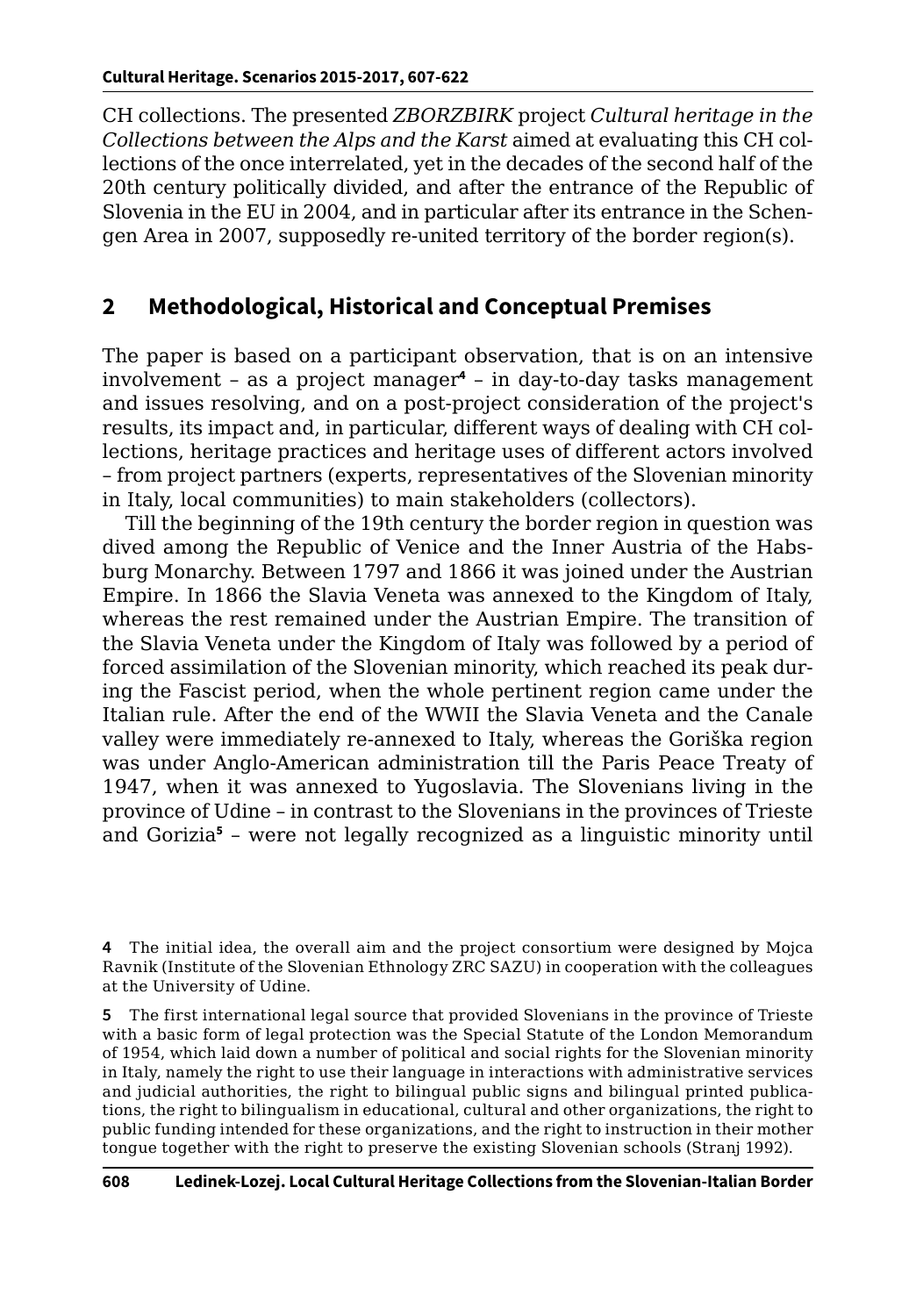CH collections. The presented *ZBORZBIRK* project *Cultural heritage in the Collections between the Alps and the Karst* aimed at evaluating this CH collections of the once interrelated, yet in the decades of the second half of the 20th century politically divided, and after the entrance of the Republic of Slovenia in the EU in 2004, and in particular after its entrance in the Schengen Area in 2007, supposedly re-united territory of the border region(s).

## 2 Methodological, Historical and Conceptual Premises

The paper is based on a participant observation, that is on an intensive involvement – as a project manager[4] – in day-to-day tasks management and issues resolving, and on a post-project consideration of the project's results, its impact and, in particular, different ways of dealing with CH collections, heritage practices and heritage uses of different actors involved – from project partners (experts, representatives of the Slovenian minority in Italy, local communities) to main stakeholders (collectors).

Till the beginning of the 19th century the border region in question was dived among the Republic of Venice and the Inner Austria of the Habsburg Monarchy. Between 1797 and 1866 it was joined under the Austrian Empire. In 1866 the Slavia Veneta was annexed to the Kingdom of Italy, whereas the rest remained under the Austrian Empire. The transition of the Slavia Veneta under the Kingdom of Italy was followed by a period of forced assimilation of the Slovenian minority, which reached its peak during the Fascist period, when the whole pertinent region came under the Italian rule. After the end of the WWII the Slavia Veneta and the Canale valley were immediately re-annexed to Italy, whereas the Goriška region was under Anglo-American administration till the Paris Peace Treaty of 1947, when it was annexed to Yugoslavia. The Slovenians living in the province of Udine – in contrast to the Slovenians in the provinces of Trieste and Gorizia[5] – were not legally recognized as a linguistic minority until

[4] The initial idea, the overall aim and the project consortium were designed by Mojca Ravnik (Institute of the Slovenian Ethnology ZRC SAZU) in cooperation with the colleagues at the University of Udine.

[5] The first international legal source that provided Slovenians in the province of Trieste with a basic form of legal protection was the Special Statute of the London Memorandum of 1954, which laid down a number of political and social rights for the Slovenian minority in Italy, namely the right to use their language in interactions with administrative services and judicial authorities, the right to bilingual public signs and bilingual printed publications, the right to bilingualism in educational, cultural and other organizations, the right to public funding intended for these organizations, and the right to instruction in their mother tongue together with the right to preserve the existing Slovenian schools (Stranj 1992).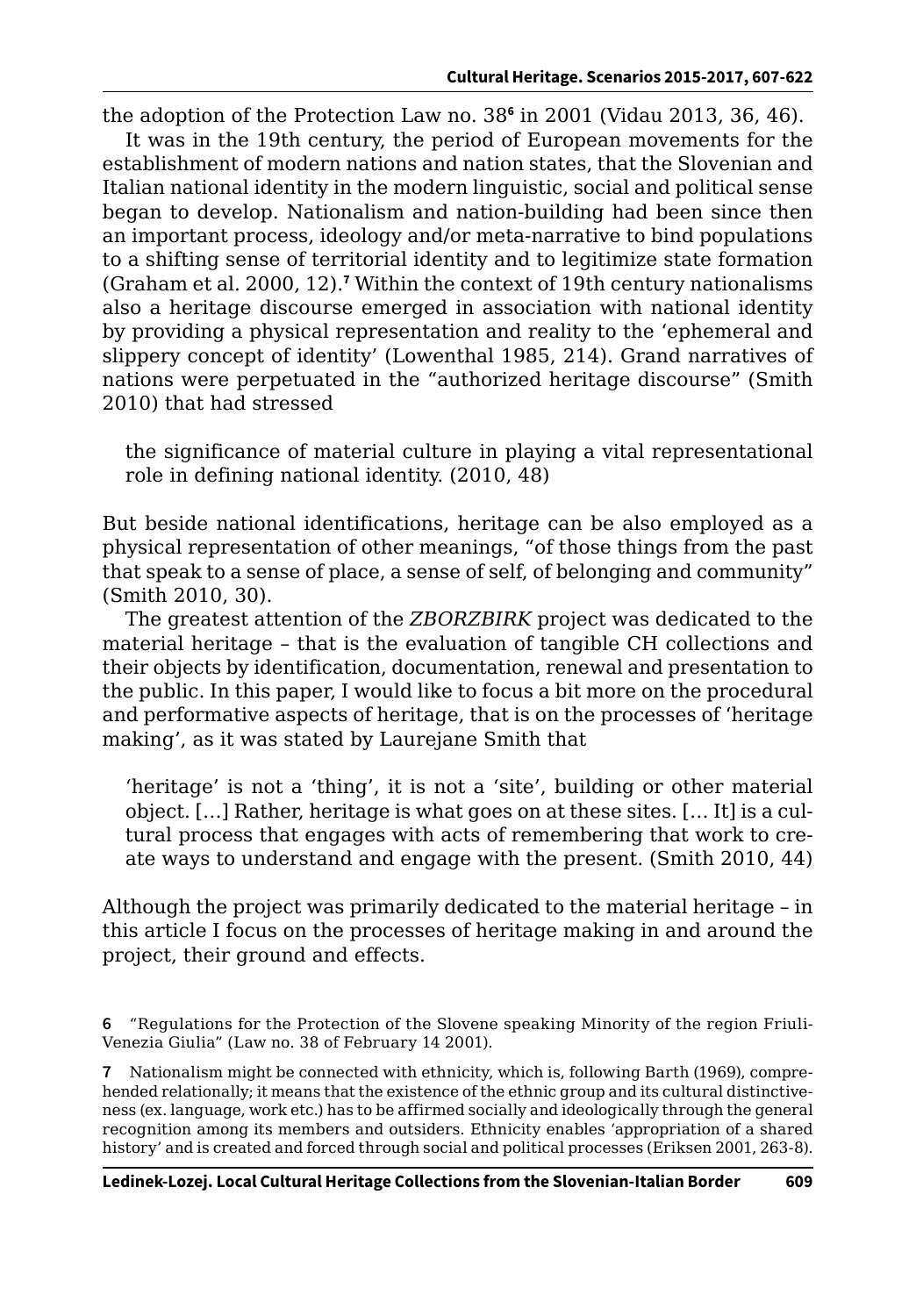the adoption of the Protection Law no. 38[6] in 2001 (Vidau 2013, 36, 46).

It was in the 19th century, the period of European movements for the establishment of modern nations and nation states, that the Slovenian and Italian national identity in the modern linguistic, social and political sense began to develop. Nationalism and nation-building had been since then an important process, ideology and/or meta-narrative to bind populations to a shifting sense of territorial identity and to legitimize state formation (Graham et al. 2000, 12).[7] Within the context of 19th century nationalisms also a heritage discourse emerged in association with national identity by providing a physical representation and reality to the 'ephemeral and slippery concept of identity' (Lowenthal 1985, 214). Grand narratives of nations were perpetuated in the "authorized heritage discourse" (Smith 2010) that had stressed

> the significance of material culture in playing a vital representational role in defining national identity. (2010, 48)

But beside national identifications, heritage can be also employed as a physical representation of other meanings, "of those things from the past that speak to a sense of place, a sense of self, of belonging and community" (Smith 2010, 30).

The greatest attention of the *ZBORZBIRK* project was dedicated to the material heritage – that is the evaluation of tangible CH collections and their objects by identification, documentation, renewal and presentation to the public. In this paper, I would like to focus a bit more on the procedural and performative aspects of heritage, that is on the processes of 'heritage making', as it was stated by Laurejane Smith that

> 'heritage' is not a 'thing', it is not a 'site', building or other material object. […] Rather, heritage is what goes on at these sites. [… It] is a cultural process that engages with acts of remembering that work to create ways to understand and engage with the present. (Smith 2010, 44)

Although the project was primarily dedicated to the material heritage – in this article I focus on the processes of heritage making in and around the project, their ground and effects.

6 "Regulations for the Protection of the Slovene speaking Minority of the region Friuli-Venezia Giulia" (Law no. 38 of February 14 2001).

7 Nationalism might be connected with ethnicity, which is, following Barth (1969), comprehended relationally; it means that the existence of the ethnic group and its cultural distinctiveness (ex. language, work etc.) has to be affirmed socially and ideologically through the general recognition among its members and outsiders. Ethnicity enables 'appropriation of a shared history' and is created and forced through social and political processes (Eriksen 2001, 263-8).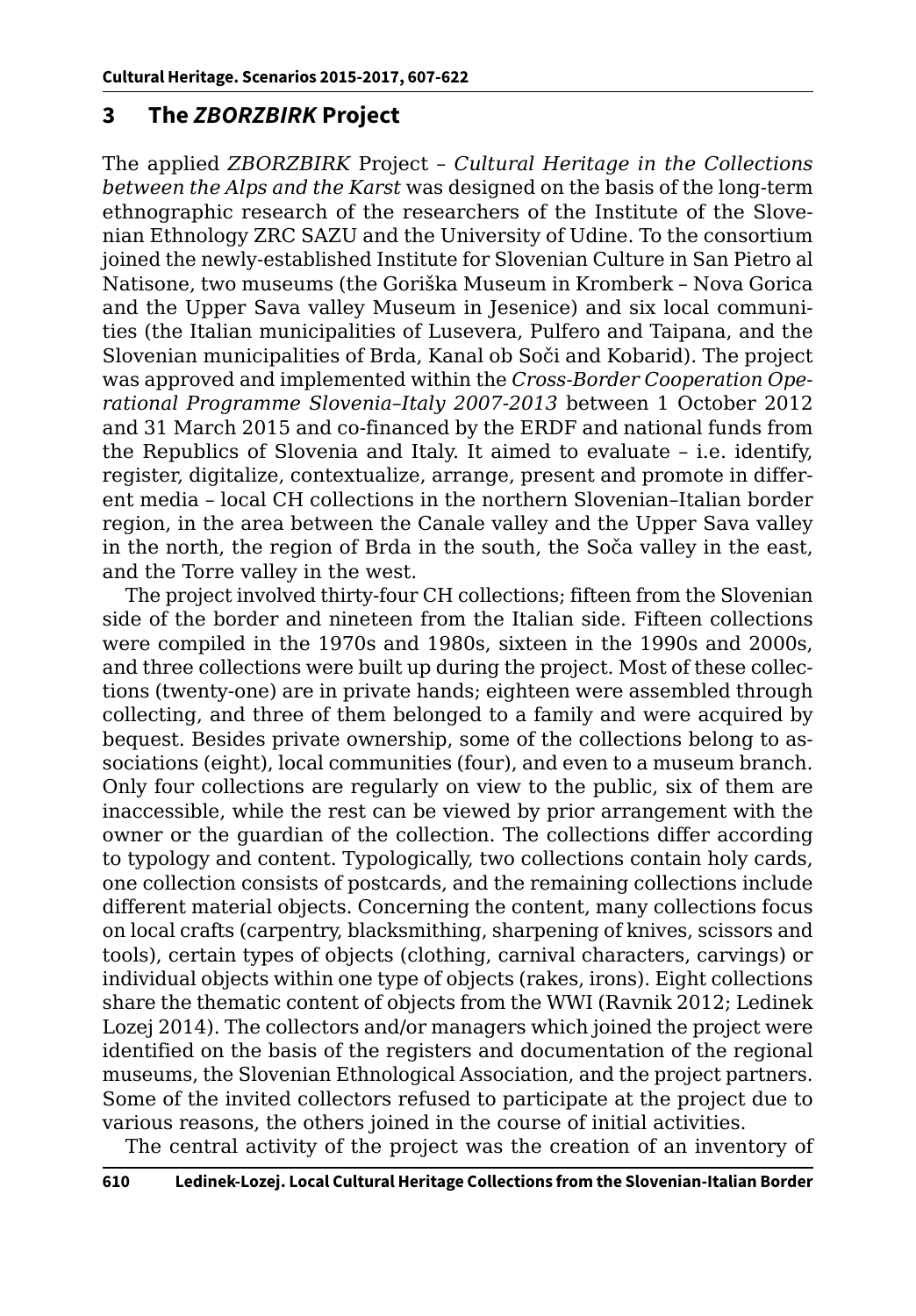## 3 The *ZBORZBIRK* Project

The applied *ZBORZBIRK* Project – *Cultural Heritage in the Collections between the Alps and the Karst* was designed on the basis of the long-term ethnographic research of the researchers of the Institute of the Slovenian Ethnology ZRC SAZU and the University of Udine. To the consortium joined the newly-established Institute for Slovenian Culture in San Pietro al Natisone, two museums (the Goriška Museum in Kromberk – Nova Gorica and the Upper Sava valley Museum in Jesenice) and six local communities (the Italian municipalities of Lusevera, Pulfero and Taipana, and the Slovenian municipalities of Brda, Kanal ob Soči and Kobarid). The project was approved and implemented within the *Cross-Border Cooperation Operational Programme Slovenia–Italy 2007-2013* between 1 October 2012 and 31 March 2015 and co-financed by the ERDF and national funds from the Republics of Slovenia and Italy. It aimed to evaluate – i.e. identify, register, digitalize, contextualize, arrange, present and promote in different media – local CH collections in the northern Slovenian–Italian border region, in the area between the Canale valley and the Upper Sava valley in the north, the region of Brda in the south, the Soča valley in the east, and the Torre valley in the west.

The project involved thirty-four CH collections; fifteen from the Slovenian side of the border and nineteen from the Italian side. Fifteen collections were compiled in the 1970s and 1980s, sixteen in the 1990s and 2000s, and three collections were built up during the project. Most of these collections (twenty-one) are in private hands; eighteen were assembled through collecting, and three of them belonged to a family and were acquired by bequest. Besides private ownership, some of the collections belong to associations (eight), local communities (four), and even to a museum branch. Only four collections are regularly on view to the public, six of them are inaccessible, while the rest can be viewed by prior arrangement with the owner or the guardian of the collection. The collections differ according to typology and content. Typologically, two collections contain holy cards, one collection consists of postcards, and the remaining collections include different material objects. Concerning the content, many collections focus on local crafts (carpentry, blacksmithing, sharpening of knives, scissors and tools), certain types of objects (clothing, carnival characters, carvings) or individual objects within one type of objects (rakes, irons). Eight collections share the thematic content of objects from the WWI (Ravnik 2012; Ledinek Lozej 2014). The collectors and/or managers which joined the project were identified on the basis of the registers and documentation of the regional museums, the Slovenian Ethnological Association, and the project partners. Some of the invited collectors refused to participate at the project due to various reasons, the others joined in the course of initial activities.

The central activity of the project was the creation of an inventory of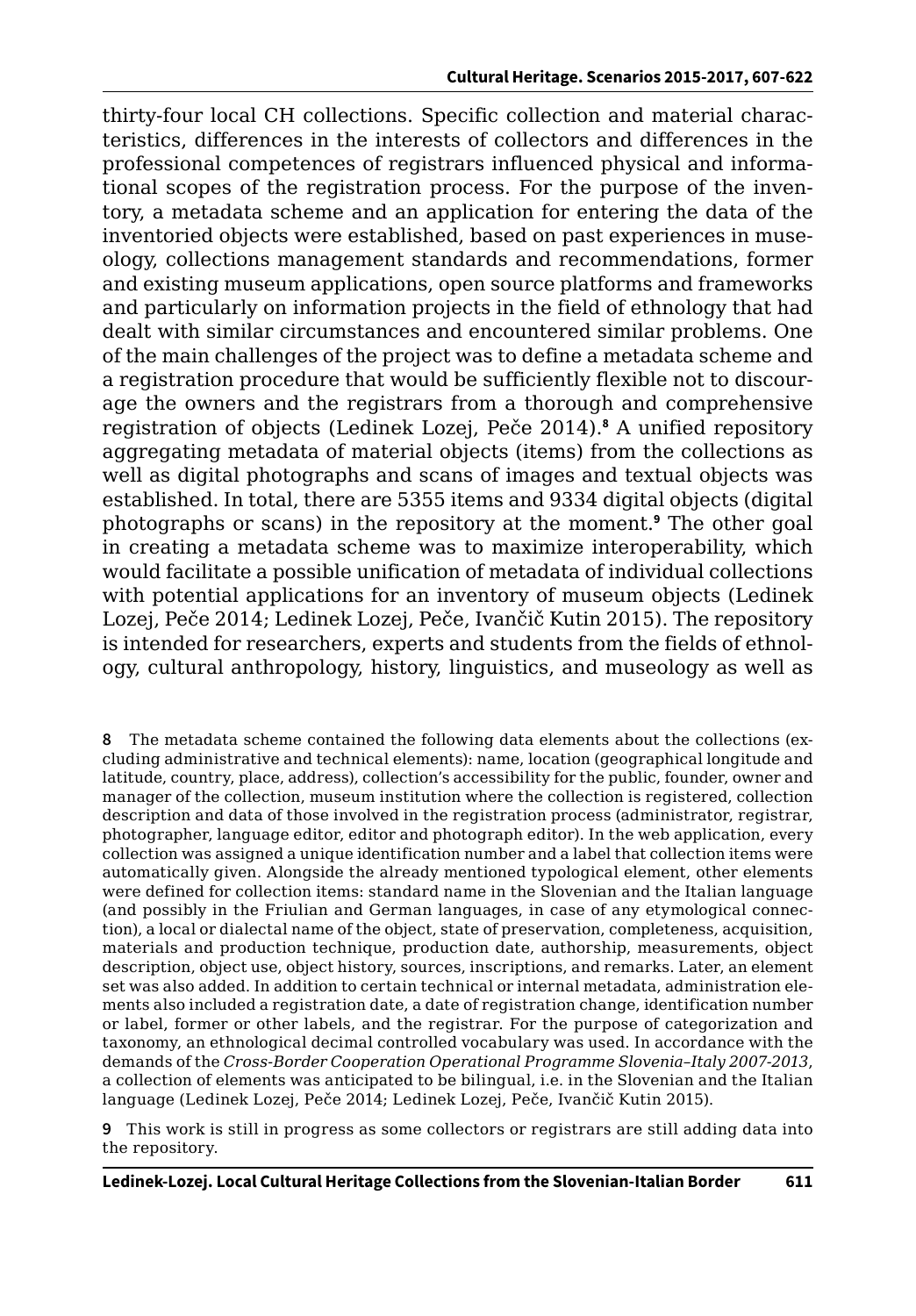thirty-four local CH collections. Specific collection and material characteristics, differences in the interests of collectors and differences in the professional competences of registrars influenced physical and informational scopes of the registration process. For the purpose of the inventory, a metadata scheme and an application for entering the data of the inventoried objects were established, based on past experiences in museology, collections management standards and recommendations, former and existing museum applications, open source platforms and frameworks and particularly on information projects in the field of ethnology that had dealt with similar circumstances and encountered similar problems. One of the main challenges of the project was to define a metadata scheme and a registration procedure that would be sufficiently flexible not to discourage the owners and the registrars from a thorough and comprehensive registration of objects (Ledinek Lozej, Peče 2014).[8] A unified repository aggregating metadata of material objects (items) from the collections as well as digital photographs and scans of images and textual objects was established. In total, there are 5355 items and 9334 digital objects (digital photographs or scans) in the repository at the moment.[9] The other goal in creating a metadata scheme was to maximize interoperability, which would facilitate a possible unification of metadata of individual collections with potential applications for an inventory of museum objects (Ledinek Lozej, Peče 2014; Ledinek Lozej, Peče, Ivančič Kutin 2015). The repository is intended for researchers, experts and students from the fields of ethnology, cultural anthropology, history, linguistics, and museology as well as

8 The metadata scheme contained the following data elements about the collections (excluding administrative and technical elements): name, location (geographical longitude and latitude, country, place, address), collection's accessibility for the public, founder, owner and manager of the collection, museum institution where the collection is registered, collection description and data of those involved in the registration process (administrator, registrar, photographer, language editor, editor and photograph editor). In the web application, every collection was assigned a unique identification number and a label that collection items were automatically given. Alongside the already mentioned typological element, other elements were defined for collection items: standard name in the Slovenian and the Italian language (and possibly in the Friulian and German languages, in case of any etymological connection), a local or dialectal name of the object, state of preservation, completeness, acquisition, materials and production technique, production date, authorship, measurements, object description, object use, object history, sources, inscriptions, and remarks. Later, an element set was also added. In addition to certain technical or internal metadata, administration elements also included a registration date, a date of registration change, identification number or label, former or other labels, and the registrar. For the purpose of categorization and taxonomy, an ethnological decimal controlled vocabulary was used. In accordance with the demands of the *Cross-Border Cooperation Operational Programme Slovenia–Italy 2007-2013*, a collection of elements was anticipated to be bilingual, i.e. in the Slovenian and the Italian language (Ledinek Lozej, Peče 2014; Ledinek Lozej, Peče, Ivančič Kutin 2015).

9 This work is still in progress as some collectors or registrars are still adding data into the repository.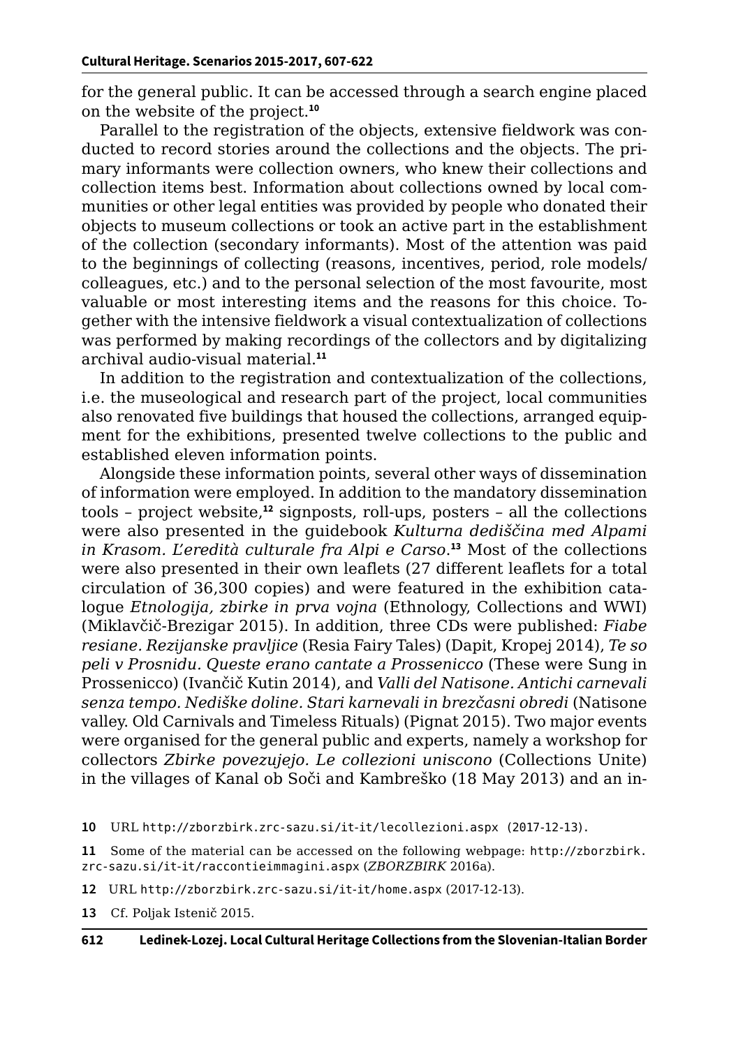for the general public. It can be accessed through a search engine placed on the website of the project.[10]

Parallel to the registration of the objects, extensive fieldwork was conducted to record stories around the collections and the objects. The primary informants were collection owners, who knew their collections and collection items best. Information about collections owned by local communities or other legal entities was provided by people who donated their objects to museum collections or took an active part in the establishment of the collection (secondary informants). Most of the attention was paid to the beginnings of collecting (reasons, incentives, period, role models/ colleagues, etc.) and to the personal selection of the most favourite, most valuable or most interesting items and the reasons for this choice. Together with the intensive fieldwork a visual contextualization of collections was performed by making recordings of the collectors and by digitalizing archival audio-visual material.[11]

In addition to the registration and contextualization of the collections, i.e. the museological and research part of the project, local communities also renovated five buildings that housed the collections, arranged equipment for the exhibitions, presented twelve collections to the public and established eleven information points.

Alongside these information points, several other ways of dissemination of information were employed. In addition to the mandatory dissemination tools – project website,[12] signposts, roll-ups, posters – all the collections were also presented in the guidebook *Kulturna dediščina med Alpami in Krasom. L'eredità culturale fra Alpi e Carso*.[13] Most of the collections were also presented in their own leaflets (27 different leaflets for a total circulation of 36,300 copies) and were featured in the exhibition catalogue *Etnologija, zbirke in prva vojna* (Ethnology, Collections and WWI) (Miklavčič-Brezigar 2015). In addition, three CDs were published: *Fiabe resiane. Rezijanske pravljice* (Resia Fairy Tales) (Dapit, Kropej 2014), *Te so peli v Prosnidu. Queste erano cantate a Prossenicco* (These were Sung in Prossenicco) (Ivančič Kutin 2014), and *Valli del Natisone. Antichi carnevali senza tempo. Nediške doline. Stari karnevali in brezčasni obredi* (Natisone valley. Old Carnivals and Timeless Rituals) (Pignat 2015). Two major events were organised for the general public and experts, namely a workshop for collectors *Zbirke povezujejo. Le collezioni uniscono* (Collections Unite) in the villages of Kanal ob Soči and Kambreško (18 May 2013) and an in-

10 URL http://zborzbirk.zrc-sazu.si/it-it/lecollezioni.aspx (2017-12-13).

11 Some of the material can be accessed on the following webpage: http://zborzbirk.zrc-sazu.si/it-it/raccontieimmagini.aspx (*ZBORZBIRK* 2016a).

12 URL http://zborzbirk.zrc-sazu.si/it-it/home.aspx (2017-12-13).

13 Cf. Poljak Istenič 2015.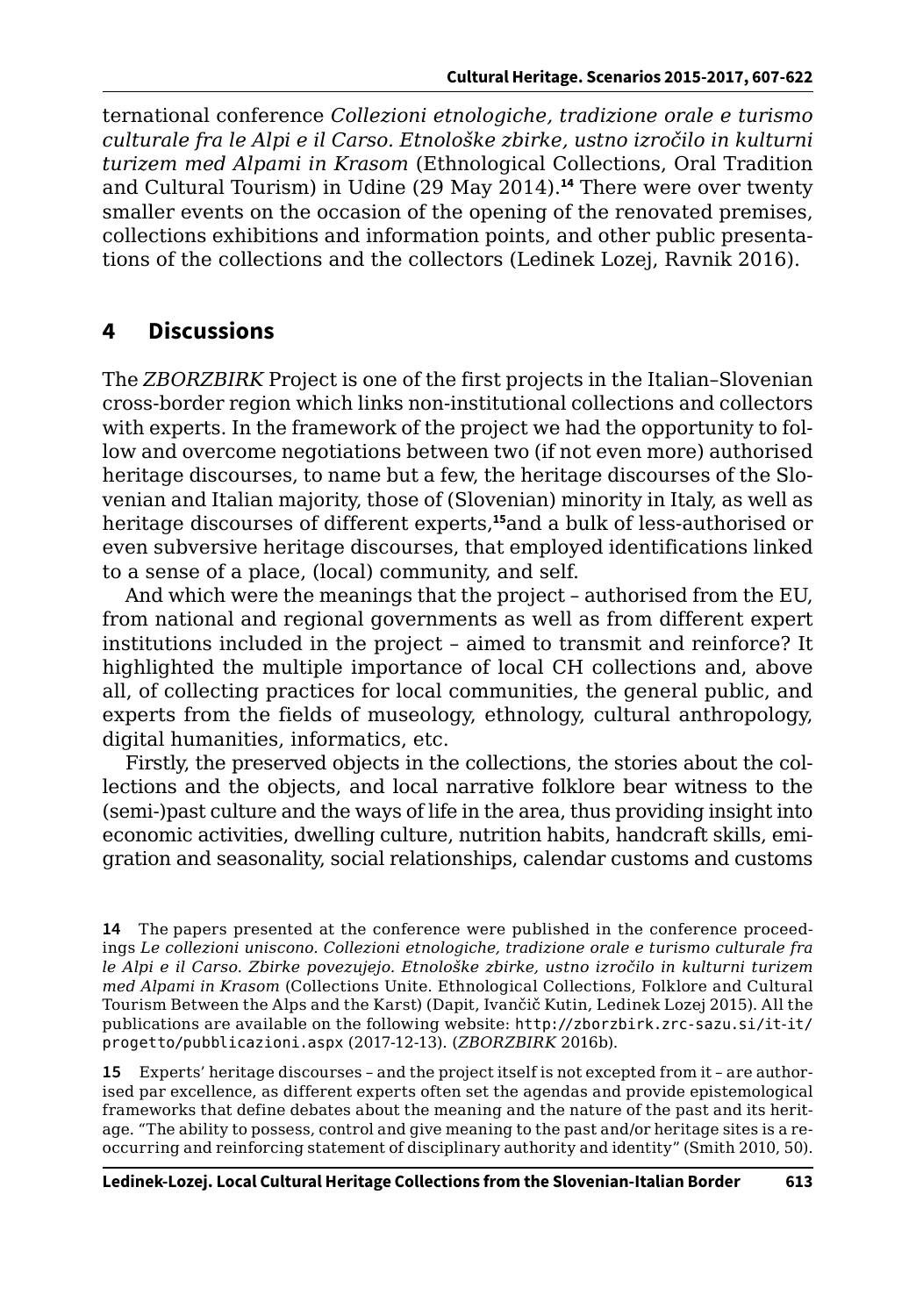ternational conference *Collezioni etnologiche, tradizione orale e turismo culturale fra le Alpi e il Carso. Etnološke zbirke, ustno izročilo in kulturni turizem med Alpami in Krasom* (Ethnological Collections, Oral Tradition and Cultural Tourism) in Udine (29 May 2014).[14] There were over twenty smaller events on the occasion of the opening of the renovated premises, collections exhibitions and information points, and other public presentations of the collections and the collectors (Ledinek Lozej, Ravnik 2016).

## 4 Discussions

The *ZBORZBIRK* Project is one of the first projects in the Italian–Slovenian cross-border region which links non-institutional collections and collectors with experts. In the framework of the project we had the opportunity to follow and overcome negotiations between two (if not even more) authorised heritage discourses, to name but a few, the heritage discourses of the Slovenian and Italian majority, those of (Slovenian) minority in Italy, as well as heritage discourses of different experts,[15]and a bulk of less-authorised or even subversive heritage discourses, that employed identifications linked to a sense of a place, (local) community, and self.

And which were the meanings that the project – authorised from the EU, from national and regional governments as well as from different expert institutions included in the project – aimed to transmit and reinforce? It highlighted the multiple importance of local CH collections and, above all, of collecting practices for local communities, the general public, and experts from the fields of museology, ethnology, cultural anthropology, digital humanities, informatics, etc.

Firstly, the preserved objects in the collections, the stories about the collections and the objects, and local narrative folklore bear witness to the (semi-)past culture and the ways of life in the area, thus providing insight into economic activities, dwelling culture, nutrition habits, handcraft skills, emigration and seasonality, social relationships, calendar customs and customs

14 The papers presented at the conference were published in the conference proceedings *Le collezioni uniscono. Collezioni etnologiche, tradizione orale e turismo culturale fra le Alpi e il Carso. Zbirke povezujejo. Etnološke zbirke, ustno izročilo in kulturni turizem med Alpami in Krasom* (Collections Unite. Ethnological Collections, Folklore and Cultural Tourism Between the Alps and the Karst) (Dapit, Ivančič Kutin, Ledinek Lozej 2015). All the publications are available on the following website: http://zborzbirk.zrc-sazu.si/it-it/progetto/pubblicazioni.aspx (2017-12-13). (*ZBORZBIRK* 2016b).

15 Experts' heritage discourses – and the project itself is not excepted from it – are authorised par excellence, as different experts often set the agendas and provide epistemological frameworks that define debates about the meaning and the nature of the past and its heritage. "The ability to possess, control and give meaning to the past and/or heritage sites is a reoccurring and reinforcing statement of disciplinary authority and identity" (Smith 2010, 50).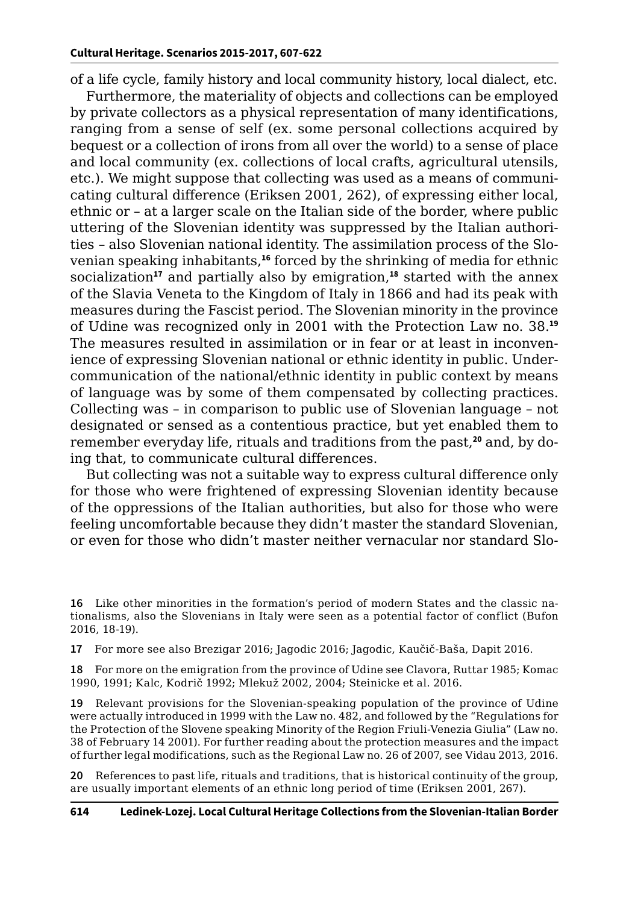of a life cycle, family history and local community history, local dialect, etc.

Furthermore, the materiality of objects and collections can be employed by private collectors as a physical representation of many identifications, ranging from a sense of self (ex. some personal collections acquired by bequest or a collection of irons from all over the world) to a sense of place and local community (ex. collections of local crafts, agricultural utensils, etc.). We might suppose that collecting was used as a means of communicating cultural difference (Eriksen 2001, 262), of expressing either local, ethnic or – at a larger scale on the Italian side of the border, where public uttering of the Slovenian identity was suppressed by the Italian authorities – also Slovenian national identity. The assimilation process of the Slovenian speaking inhabitants,[16] forced by the shrinking of media for ethnic socialization[17] and partially also by emigration,[18] started with the annex of the Slavia Veneta to the Kingdom of Italy in 1866 and had its peak with measures during the Fascist period. The Slovenian minority in the province of Udine was recognized only in 2001 with the Protection Law no. 38.[19] The measures resulted in assimilation or in fear or at least in inconvenience of expressing Slovenian national or ethnic identity in public. Undercommunication of the national/ethnic identity in public context by means of language was by some of them compensated by collecting practices. Collecting was – in comparison to public use of Slovenian language – not designated or sensed as a contentious practice, but yet enabled them to remember everyday life, rituals and traditions from the past,[20] and, by doing that, to communicate cultural differences.

But collecting was not a suitable way to express cultural difference only for those who were frightened of expressing Slovenian identity because of the oppressions of the Italian authorities, but also for those who were feeling uncomfortable because they didn't master the standard Slovenian, or even for those who didn't master neither vernacular nor standard Slo-

16 Like other minorities in the formation's period of modern States and the classic nationalisms, also the Slovenians in Italy were seen as a potential factor of conflict (Bufon 2016, 18-19).

17 For more see also Brezigar 2016; Jagodic 2016; Jagodic, Kaučič-Baša, Dapit 2016.

18 For more on the emigration from the province of Udine see Clavora, Ruttar 1985; Komac 1990, 1991; Kalc, Kodrič 1992; Mlekuž 2002, 2004; Steinicke et al. 2016.

19 Relevant provisions for the Slovenian-speaking population of the province of Udine were actually introduced in 1999 with the Law no. 482, and followed by the "Regulations for the Protection of the Slovene speaking Minority of the Region Friuli-Venezia Giulia" (Law no. 38 of February 14 2001). For further reading about the protection measures and the impact of further legal modifications, such as the Regional Law no. 26 of 2007, see Vidau 2013, 2016.

20 References to past life, rituals and traditions, that is historical continuity of the group, are usually important elements of an ethnic long period of time (Eriksen 2001, 267).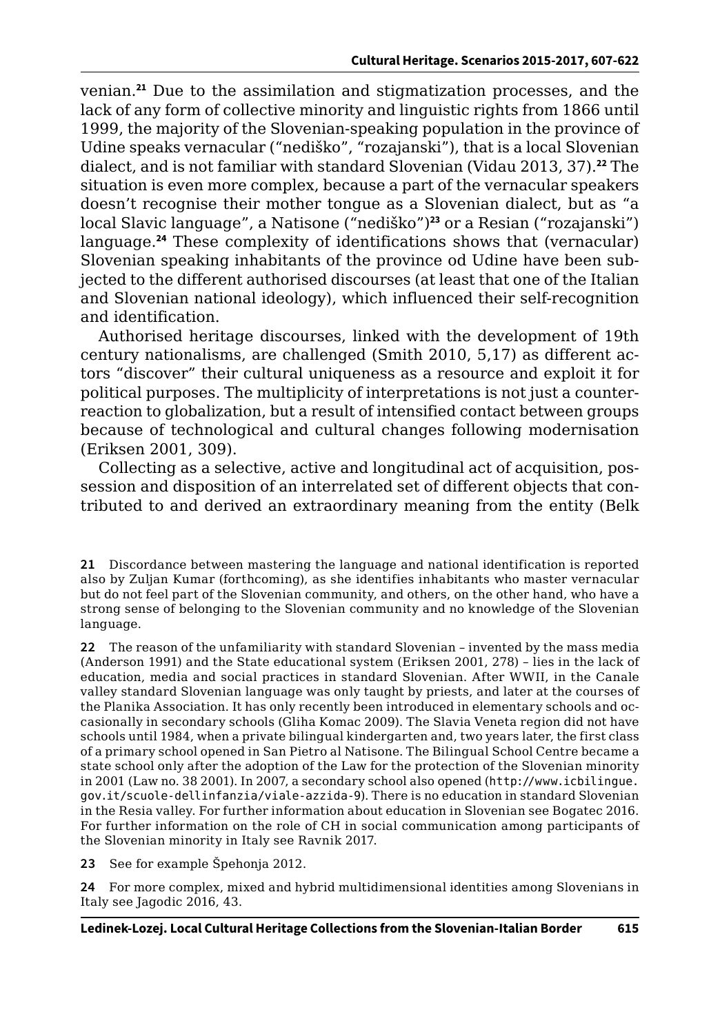venian.[21] Due to the assimilation and stigmatization processes, and the lack of any form of collective minority and linguistic rights from 1866 until 1999, the majority of the Slovenian-speaking population in the province of Udine speaks vernacular ("nediško", "rozajanski"), that is a local Slovenian dialect, and is not familiar with standard Slovenian (Vidau 2013, 37).[22] The situation is even more complex, because a part of the vernacular speakers doesn't recognise their mother tongue as a Slovenian dialect, but as "a local Slavic language", a Natisone ("nediško")[23] or a Resian ("rozajanski") language.[24] These complexity of identifications shows that (vernacular) Slovenian speaking inhabitants of the province od Udine have been subjected to the different authorised discourses (at least that one of the Italian and Slovenian national ideology), which influenced their self-recognition and identification.

Authorised heritage discourses, linked with the development of 19th century nationalisms, are challenged (Smith 2010, 5,17) as different actors "discover" their cultural uniqueness as a resource and exploit it for political purposes. The multiplicity of interpretations is not just a counterreaction to globalization, but a result of intensified contact between groups because of technological and cultural changes following modernisation (Eriksen 2001, 309).

Collecting as a selective, active and longitudinal act of acquisition, possession and disposition of an interrelated set of different objects that contributed to and derived an extraordinary meaning from the entity (Belk

**21** Discordance between mastering the language and national identification is reported also by Zuljan Kumar (forthcoming), as she identifies inhabitants who master vernacular but do not feel part of the Slovenian community, and others, on the other hand, who have a strong sense of belonging to the Slovenian community and no knowledge of the Slovenian language.

**22** The reason of the unfamiliarity with standard Slovenian – invented by the mass media (Anderson 1991) and the State educational system (Eriksen 2001, 278) – lies in the lack of education, media and social practices in standard Slovenian. After WWII, in the Canale valley standard Slovenian language was only taught by priests, and later at the courses of the Planika Association. It has only recently been introduced in elementary schools and occasionally in secondary schools (Gliha Komac 2009). The Slavia Veneta region did not have schools until 1984, when a private bilingual kindergarten and, two years later, the first class of a primary school opened in San Pietro al Natisone. The Bilingual School Centre became a state school only after the adoption of the Law for the protection of the Slovenian minority in 2001 (Law no. 38 2001). In 2007, a secondary school also opened (http://www.icbilingue.gov.it/scuole-dellinfanzia/viale-azzida-9). There is no education in standard Slovenian in the Resia valley. For further information about education in Slovenian see Bogatec 2016. For further information on the role of CH in social communication among participants of the Slovenian minority in Italy see Ravnik 2017.

**23** See for example Špehonja 2012.

**24** For more complex, mixed and hybrid multidimensional identities among Slovenians in Italy see Jagodic 2016, 43.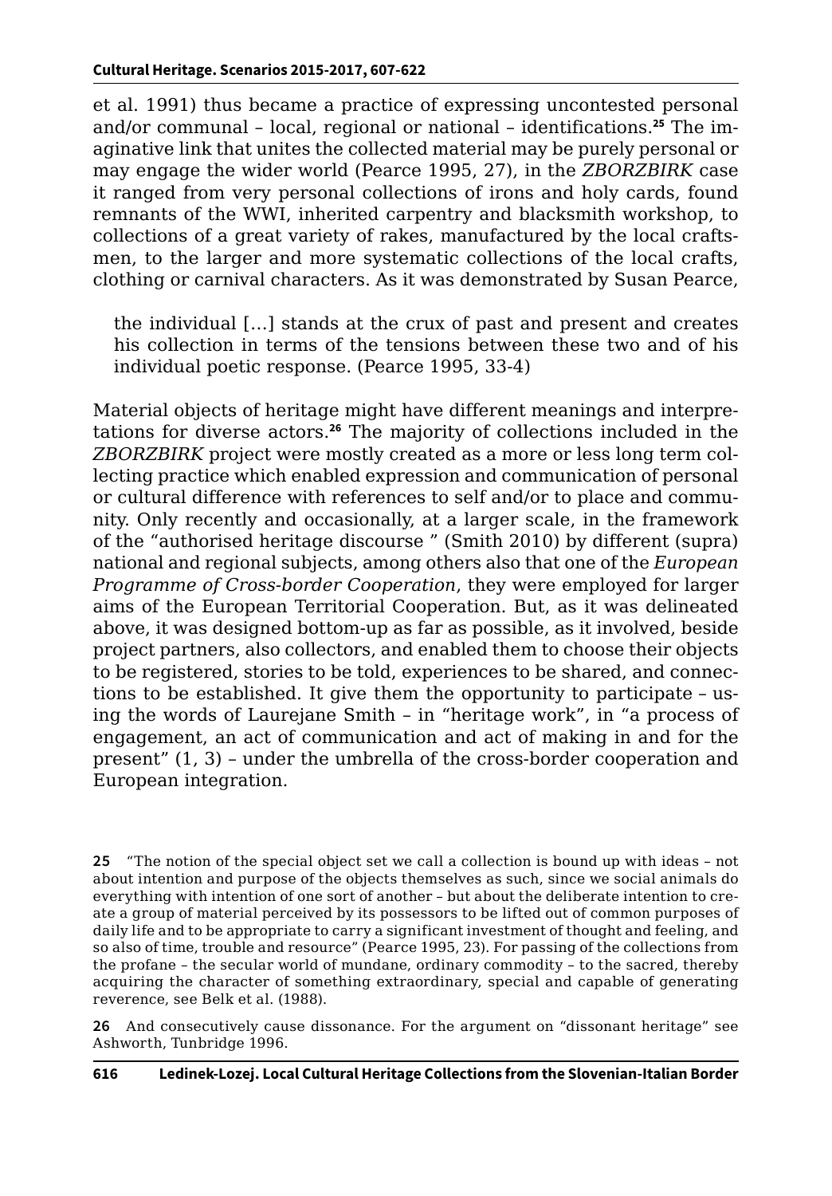et al. 1991) thus became a practice of expressing uncontested personal and/or communal – local, regional or national – identifications.[25] The imaginative link that unites the collected material may be purely personal or may engage the wider world (Pearce 1995, 27), in the *ZBORZBIRK* case it ranged from very personal collections of irons and holy cards, found remnants of the WWI, inherited carpentry and blacksmith workshop, to collections of a great variety of rakes, manufactured by the local craftsmen, to the larger and more systematic collections of the local crafts, clothing or carnival characters. As it was demonstrated by Susan Pearce,

> the individual […] stands at the crux of past and present and creates his collection in terms of the tensions between these two and of his individual poetic response. (Pearce 1995, 33-4)

Material objects of heritage might have different meanings and interpretations for diverse actors.[26] The majority of collections included in the *ZBORZBIRK* project were mostly created as a more or less long term collecting practice which enabled expression and communication of personal or cultural difference with references to self and/or to place and community. Only recently and occasionally, at a larger scale, in the framework of the "authorised heritage discourse " (Smith 2010) by different (supra) national and regional subjects, among others also that one of the *European Programme of Cross-border Cooperation*, they were employed for larger aims of the European Territorial Cooperation. But, as it was delineated above, it was designed bottom-up as far as possible, as it involved, beside project partners, also collectors, and enabled them to choose their objects to be registered, stories to be told, experiences to be shared, and connections to be established. It give them the opportunity to participate – using the words of Laurejane Smith – in "heritage work", in "a process of engagement, an act of communication and act of making in and for the present" (1, 3) – under the umbrella of the cross-border cooperation and European integration.

**25** "The notion of the special object set we call a collection is bound up with ideas – not about intention and purpose of the objects themselves as such, since we social animals do everything with intention of one sort of another – but about the deliberate intention to create a group of material perceived by its possessors to be lifted out of common purposes of daily life and to be appropriate to carry a significant investment of thought and feeling, and so also of time, trouble and resource" (Pearce 1995, 23). For passing of the collections from the profane – the secular world of mundane, ordinary commodity – to the sacred, thereby acquiring the character of something extraordinary, special and capable of generating reverence, see Belk et al. (1988).

**26** And consecutively cause dissonance. For the argument on "dissonant heritage" see Ashworth, Tunbridge 1996.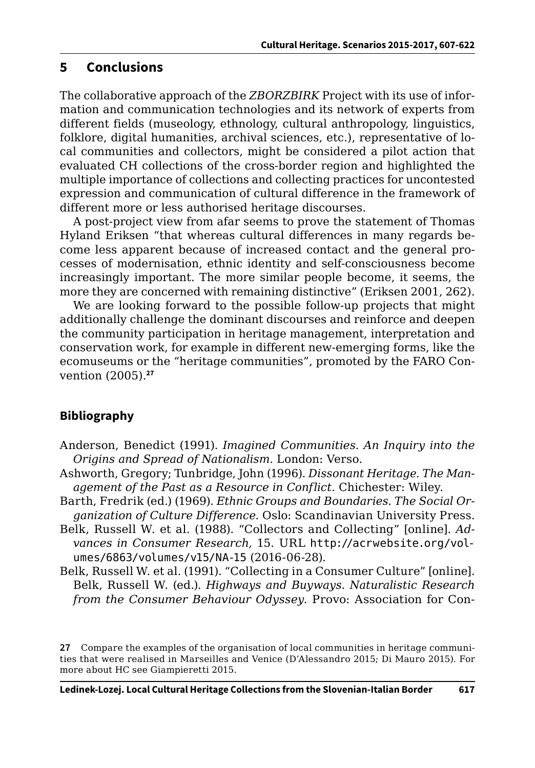## 5 Conclusions

The collaborative approach of the *ZBORZBIRK* Project with its use of information and communication technologies and its network of experts from different fields (museology, ethnology, cultural anthropology, linguistics, folklore, digital humanities, archival sciences, etc.), representative of local communities and collectors, might be considered a pilot action that evaluated CH collections of the cross-border region and highlighted the multiple importance of collections and collecting practices for uncontested expression and communication of cultural difference in the framework of different more or less authorised heritage discourses.

A post-project view from afar seems to prove the statement of Thomas Hyland Eriksen "that whereas cultural differences in many regards become less apparent because of increased contact and the general processes of modernisation, ethnic identity and self-consciousness become increasingly important. The more similar people become, it seems, the more they are concerned with remaining distinctive" (Eriksen 2001, 262).

We are looking forward to the possible follow-up projects that might additionally challenge the dominant discourses and reinforce and deepen the community participation in heritage management, interpretation and conservation work, for example in different new-emerging forms, like the ecomuseums or the "heritage communities", promoted by the FARO Convention (2005).[27]

## Bibliography

Anderson, Benedict (1991). *Imagined Communities. An Inquiry into the Origins and Spread of Nationalism*. London: Verso.

Ashworth, Gregory; Tunbridge, John (1996). *Dissonant Heritage. The Management of the Past as a Resource in Conflict.* Chichester: Wiley.

Barth, Fredrik (ed.) (1969). *Ethnic Groups and Boundaries. The Social Organization of Culture Difference.* Oslo: Scandinavian University Press.

Belk, Russell W. et al. (1988). "Collectors and Collecting" [online]. *Advances in Consumer Research,* 15. URL http://acrwebsite.org/volumes/6863/volumes/v15/NA-15 (2016-06-28).

Belk, Russell W. et al. (1991). "Collecting in a Consumer Culture" [online]. Belk, Russell W. (ed.). *Highways and Buyways. Naturalistic Research from the Consumer Behaviour Odyssey*. Provo: Association for Con-

27 Compare the examples of the organisation of local communities in heritage communities that were realised in Marseilles and Venice (D'Alessandro 2015; Di Mauro 2015). For more about HC see Giampieretti 2015.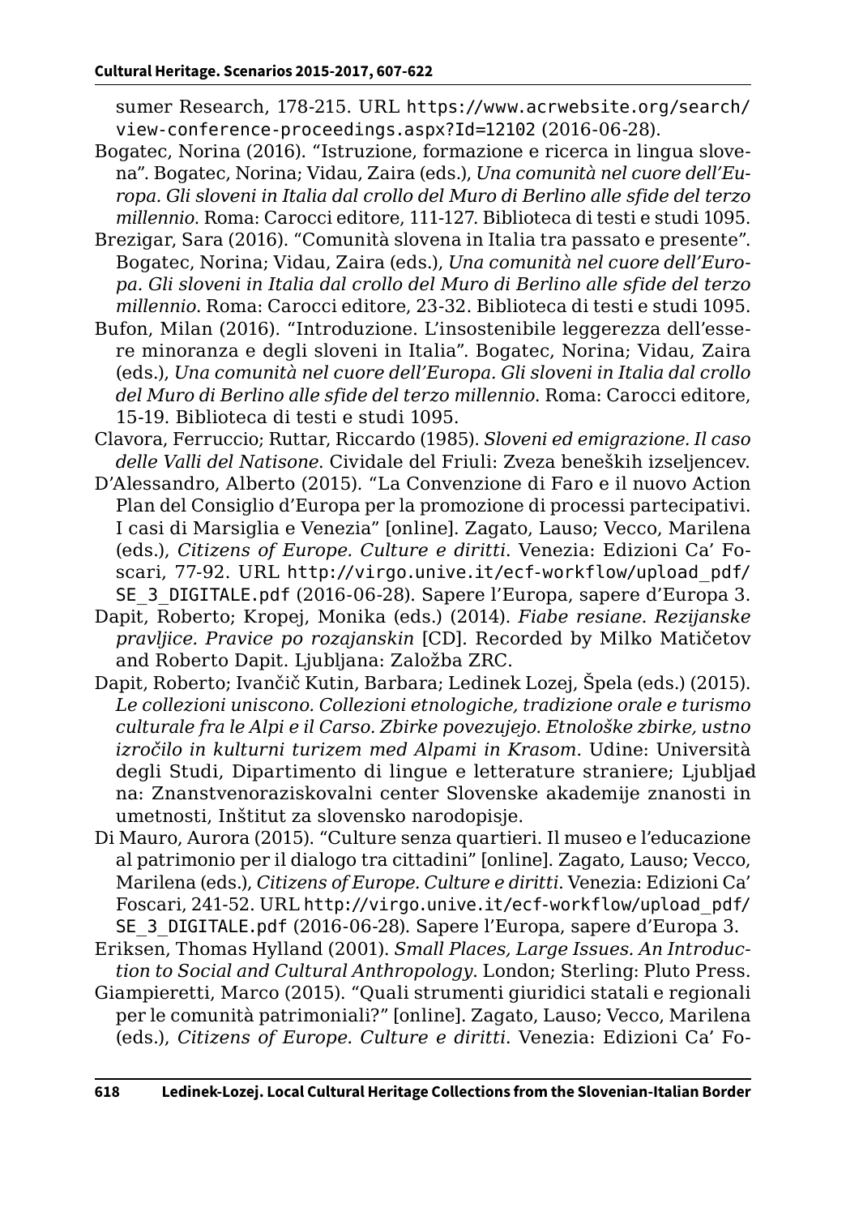sumer Research, 178-215. URL https://www.acrwebsite.org/search/view-conference-proceedings.aspx?Id=12102 (2016-06-28).

Bogatec, Norina (2016). "Istruzione, formazione e ricerca in lingua slovena". Bogatec, Norina; Vidau, Zaira (eds.), *Una comunità nel cuore dell'Europa. Gli sloveni in Italia dal crollo del Muro di Berlino alle sfide del terzo millennio*. Roma: Carocci editore, 111-127. Biblioteca di testi e studi 1095.

Brezigar, Sara (2016). "Comunità slovena in Italia tra passato e presente". Bogatec, Norina; Vidau, Zaira (eds.), *Una comunità nel cuore dell'Europa. Gli sloveni in Italia dal crollo del Muro di Berlino alle sfide del terzo millennio*. Roma: Carocci editore, 23-32. Biblioteca di testi e studi 1095.

Bufon, Milan (2016). "Introduzione. L'insostenibile leggerezza dell'essere minoranza e degli sloveni in Italia". Bogatec, Norina; Vidau, Zaira (eds.), *Una comunità nel cuore dell'Europa. Gli sloveni in Italia dal crollo del Muro di Berlino alle sfide del terzo millennio*. Roma: Carocci editore, 15-19. Biblioteca di testi e studi 1095.

Clavora, Ferruccio; Ruttar, Riccardo (1985). *Sloveni ed emigrazione. Il caso delle Valli del Natisone*. Cividale del Friuli: Zveza beneških izseljencev.

D'Alessandro, Alberto (2015). "La Convenzione di Faro e il nuovo Action Plan del Consiglio d'Europa per la promozione di processi partecipativi. I casi di Marsiglia e Venezia" [online]. Zagato, Lauso; Vecco, Marilena (eds.), *Citizens of Europe. Culture e diritti*. Venezia: Edizioni Ca' Foscari, 77-92. URL http://virgo.unive.it/ecf-workflow/upload_pdf/SE_3_DIGITALE.pdf (2016-06-28). Sapere l'Europa, sapere d'Europa 3.

Dapit, Roberto; Kropej, Monika (eds.) (2014). *Fiabe resiane. Rezijanske pravljice. Pravice po rozajanskin* [CD]. Recorded by Milko Matičetov and Roberto Dapit. Ljubljana: Založba ZRC.

Dapit, Roberto; Ivančič Kutin, Barbara; Ledinek Lozej, Špela (eds.) (2015). *Le collezioni uniscono. Collezioni etnologiche, tradizione orale e turismo culturale fra le Alpi e il Carso. Zbirke povezujejo. Etnološke zbirke, ustno izročilo in kulturni turizem med Alpami in Krasom*. Udine: Università degli Studi, Dipartimento di lingue e letterature straniere; Ljubljana: Znanstvenoraziskovalni center Slovenske akademije znanosti in umetnosti, Inštitut za slovensko narodopisje.

Di Mauro, Aurora (2015). "Culture senza quartieri. Il museo e l'educazione al patrimonio per il dialogo tra cittadini" [online]. Zagato, Lauso; Vecco, Marilena (eds.), *Citizens of Europe. Culture e diritti*. Venezia: Edizioni Ca' Foscari, 241-52. URL http://virgo.unive.it/ecf-workflow/upload_pdf/SE_3_DIGITALE.pdf (2016-06-28). Sapere l'Europa, sapere d'Europa 3.

Eriksen, Thomas Hylland (2001). *Small Places, Large Issues. An Introduction to Social and Cultural Anthropology*. London; Sterling: Pluto Press.

Giampieretti, Marco (2015). "Quali strumenti giuridici statali e regionali per le comunità patrimoniali?" [online]. Zagato, Lauso; Vecco, Marilena (eds.), *Citizens of Europe. Culture e diritti*. Venezia: Edizioni Ca' Fo-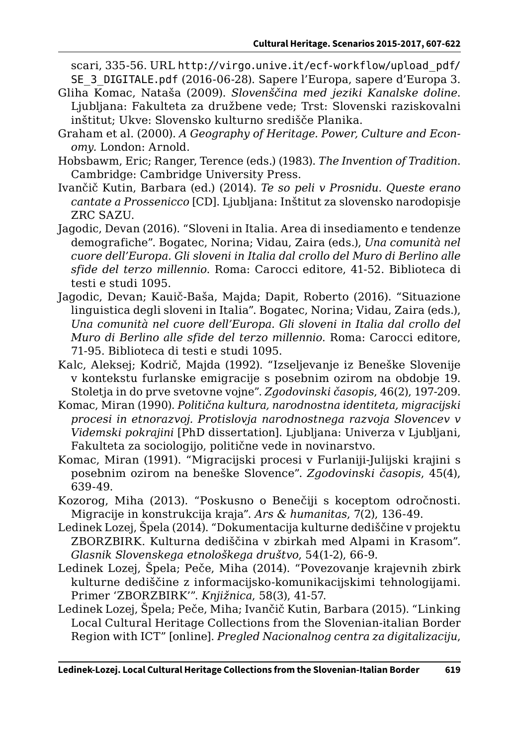scari, 335-56. URL http://virgo.unive.it/ecf-workflow/upload_pdf/SE_3_DIGITALE.pdf (2016-06-28). Sapere l'Europa, sapere d'Europa 3.

Gliha Komac, Nataša (2009). *Slovenščina med jeziki Kanalske doline*. Ljubljana: Fakulteta za družbene vede; Trst: Slovenski raziskovalni inštitut; Ukve: Slovensko kulturno središče Planika.

Graham et al. (2000). *A Geography of Heritage. Power, Culture and Economy*. London: Arnold.

Hobsbawm, Eric; Ranger, Terence (eds.) (1983). *The Invention of Tradition*. Cambridge: Cambridge University Press.

Ivančič Kutin, Barbara (ed.) (2014). *Te so peli v Prosnidu. Queste erano cantate a Prossenicco* [CD]. Ljubljana: Inštitut za slovensko narodopisje ZRC SAZU.

Jagodic, Devan (2016). "Sloveni in Italia. Area di insediamento e tendenze demografiche". Bogatec, Norina; Vidau, Zaira (eds.), *Una comunità nel cuore dell'Europa. Gli sloveni in Italia dal crollo del Muro di Berlino alle sfide del terzo millennio*. Roma: Carocci editore, 41-52. Biblioteca di testi e studi 1095.

Jagodic, Devan; Kauič-Baša, Majda; Dapit, Roberto (2016). "Situazione linguistica degli sloveni in Italia". Bogatec, Norina; Vidau, Zaira (eds.), *Una comunità nel cuore dell'Europa. Gli sloveni in Italia dal crollo del Muro di Berlino alle sfide del terzo millennio*. Roma: Carocci editore, 71-95. Biblioteca di testi e studi 1095.

Kalc, Aleksej; Kodrič, Majda (1992). "Izseljevanje iz Beneške Slovenije v kontekstu furlanske emigracije s posebnim ozirom na obdobje 19. Stoletja in do prve svetovne vojne". *Zgodovinski časopis*, 46(2), 197-209.

Komac, Miran (1990). *Politična kultura, narodnostna identiteta, migracijski procesi in etnorazvoj. Protislovja narodnostnega razvoja Slovencev v Videmski pokrajini* [PhD dissertation]. Ljubljana: Univerza v Ljubljani, Fakulteta za sociologijo, politične vede in novinarstvo.

Komac, Miran (1991). "Migracijski procesi v Furlaniji-Julijski krajini s posebnim ozirom na beneške Slovence". *Zgodovinski časopis*, 45(4), 639-49.

Kozorog, Miha (2013). "Poskusno o Benečiji s koceptom odročnosti. Migracije in konstrukcija kraja". *Ars & humanitas*, 7(2), 136-49.

Ledinek Lozej, Špela (2014). "Dokumentacija kulturne dediščine v projektu ZBORZBIRK. Kulturna dediščina v zbirkah med Alpami in Krasom". *Glasnik Slovenskega etnološkega društvo*, 54(1-2), 66-9.

Ledinek Lozej, Špela; Peče, Miha (2014). "Povezovanje krajevnih zbirk kulturne dediščine z informacijsko-komunikacijskimi tehnologijami. Primer 'ZBORZBIRK'". *Knjižnica*, 58(3), 41-57.

Ledinek Lozej, Špela; Peče, Miha; Ivančič Kutin, Barbara (2015). "Linking Local Cultural Heritage Collections from the Slovenian-italian Border Region with ICT" [online]. *Pregled Nacionalnog centra za digitalizaciju*,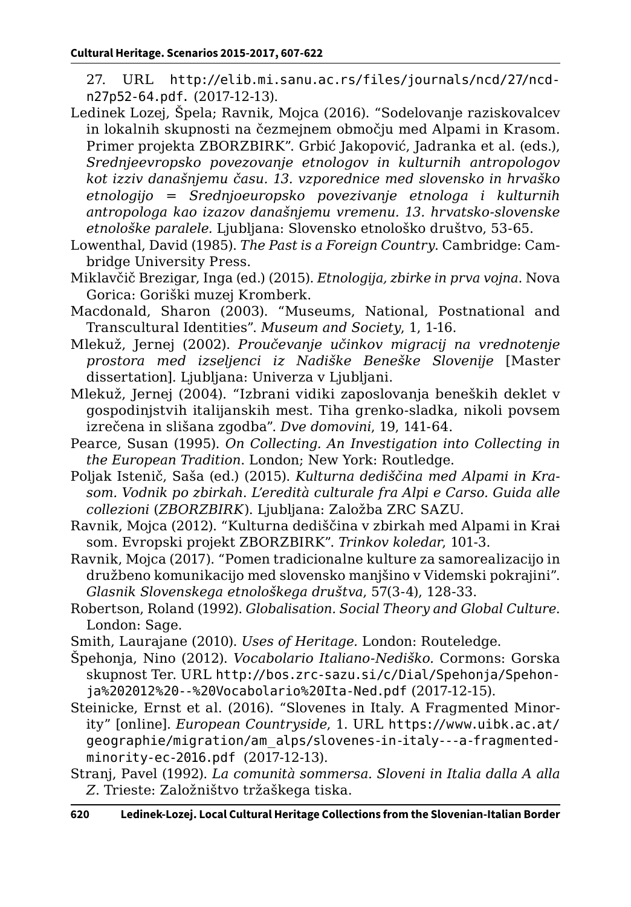27. URL http://elib.mi.sanu.ac.rs/files/journals/ncd/27/ncd-n27p52-64.pdf. (2017-12-13).

Ledinek Lozej, Špela; Ravnik, Mojca (2016). "Sodelovanje raziskovalcev in lokalnih skupnosti na čezmejnem območju med Alpami in Krasom. Primer projekta ZBORZBIRK". Grbić Jakopović, Jadranka et al. (eds.), *Srednjeevropsko povezovanje etnologov in kulturnih antropologov kot izziv današnjemu času. 13. vzporednice med slovensko in hrvaško etnologijo = Srednjoeuropsko povezivanje etnologa i kulturnih antropologa kao izazov današnjemu vremenu. 13. hrvatsko-slovenske etnološke paralele.* Ljubljana: Slovensko etnološko društvo, 53-65.

Lowenthal, David (1985). *The Past is a Foreign Country*. Cambridge: Cambridge University Press.

Miklavčič Brezigar, Inga (ed.) (2015). *Etnologija, zbirke in prva vojna*. Nova Gorica: Goriški muzej Kromberk.

Macdonald, Sharon (2003). "Museums, National, Postnational and Transcultural Identities". *Museum and Society*, 1, 1-16.

Mlekuž, Jernej (2002). *Proučevanje učinkov migracij na vrednotenje prostora med izseljenci iz Nadiške Beneške Slovenije* [Master dissertation]. Ljubljana: Univerza v Ljubljani.

Mlekuž, Jernej (2004). "Izbrani vidiki zaposlovanja beneških deklet v gospodinjstvih italijanskih mest. Tiha grenko-sladka, nikoli povsem izrečena in slišana zgodba". *Dve domovini*, 19, 141-64.

Pearce, Susan (1995). *On Collecting. An Investigation into Collecting in the European Tradition*. London; New York: Routledge.

Poljak Istenič, Saša (ed.) (2015). *Kulturna dediščina med Alpami in Krasom. Vodnik po zbirkah. L'eredità culturale fra Alpi e Carso. Guida alle collezioni* (*ZBORZBIRK*). Ljubljana: Založba ZRC SAZU.

Ravnik, Mojca (2012). "Kulturna dediščina v zbirkah med Alpami in Kra-som. Evropski projekt ZBORZBIRK". *Trinkov koledar*, 101-3.

Ravnik, Mojca (2017). "Pomen tradicionalne kulture za samorealizacijo in družbeno komunikacijo med slovensko manjšino v Videmski pokrajini". *Glasnik Slovenskega etnološkega društva*, 57(3-4), 128-33.

Robertson, Roland (1992). *Globalisation. Social Theory and Global Culture*. London: Sage.

Smith, Laurajane (2010). *Uses of Heritage.* London: Routeledge.

Špehonja, Nino (2012). *Vocabolario Italiano-Nediško.* Cormons: Gorska skupnost Ter. URL http://bos.zrc-sazu.si/c/Dial/Spehonja/Spehonja%202012%20--%20Vocabolario%20Ita-Ned.pdf (2017-12-15).

Steinicke, Ernst et al. (2016). "Slovenes in Italy. A Fragmented Minority" [online]. *European Countryside*, 1. URL https://www.uibk.ac.at/geographie/migration/am_alps/slovenes-in-italy---a-fragmented-minority-ec-2016.pdf (2017-12-13).

Stranj, Pavel (1992). *La comunità sommersa. Sloveni in Italia dalla A alla Z*. Trieste: Založništvo tržaškega tiska.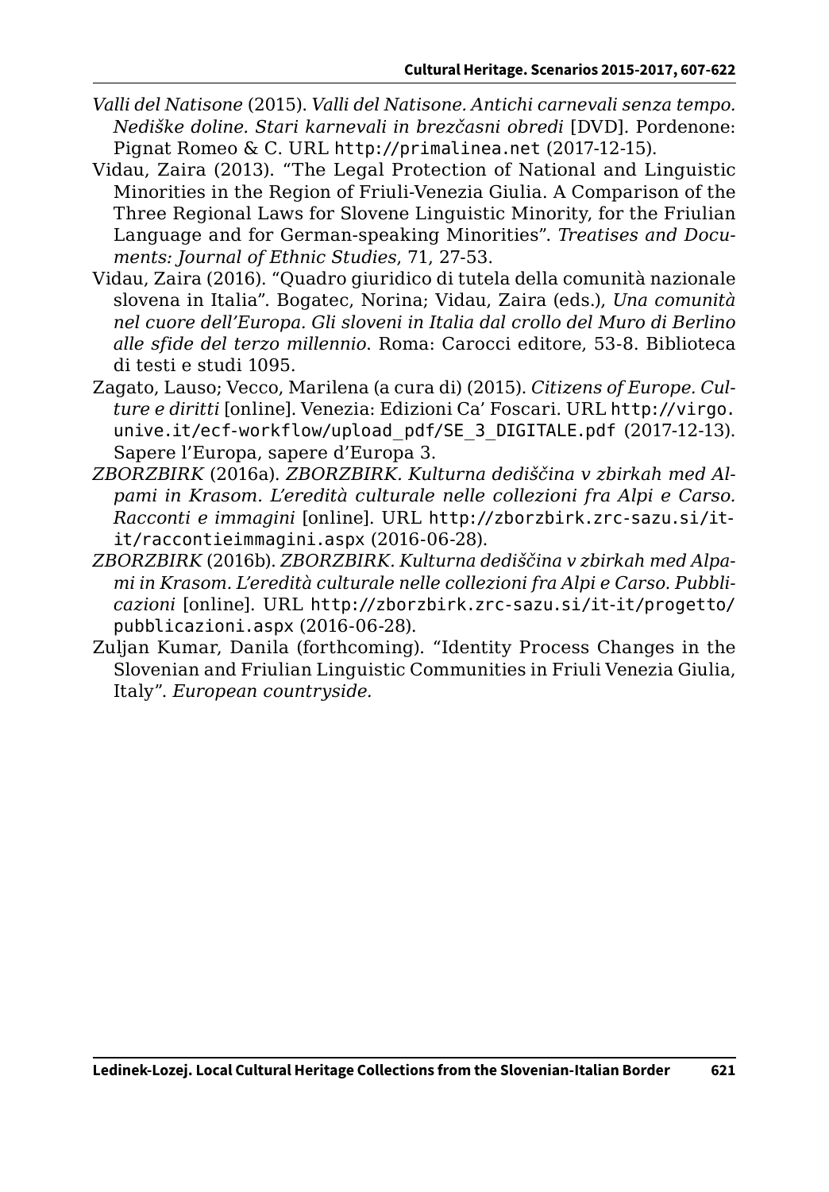*Valli del Natisone* (2015). *Valli del Natisone. Antichi carnevali senza tempo. Nediške doline. Stari karnevali in brezčasni obredi* [DVD]. Pordenone: Pignat Romeo & C. URL http://primalinea.net (2017-12-15).

Vidau, Zaira (2013). "The Legal Protection of National and Linguistic Minorities in the Region of Friuli-Venezia Giulia. A Comparison of the Three Regional Laws for Slovene Linguistic Minority, for the Friulian Language and for German-speaking Minorities". *Treatises and Documents: Journal of Ethnic Studies*, 71, 27-53.

Vidau, Zaira (2016). "Quadro giuridico di tutela della comunità nazionale slovena in Italia". Bogatec, Norina; Vidau, Zaira (eds.), *Una comunità nel cuore dell'Europa. Gli sloveni in Italia dal crollo del Muro di Berlino alle sfide del terzo millennio*. Roma: Carocci editore, 53-8. Biblioteca di testi e studi 1095.

Zagato, Lauso; Vecco, Marilena (a cura di) (2015). *Citizens of Europe. Culture e diritti* [online]. Venezia: Edizioni Ca' Foscari. URL http://virgo.unive.it/ecf-workflow/upload_pdf/SE_3_DIGITALE.pdf (2017-12-13). Sapere l'Europa, sapere d'Europa 3.

*ZBORZBIRK* (2016a). *ZBORZBIRK. Kulturna dediščina v zbirkah med Alpami in Krasom. L'eredità culturale nelle collezioni fra Alpi e Carso. Racconti e immagini* [online]. URL http://zborzbirk.zrc-sazu.si/it-it/raccontieimmagini.aspx (2016-06-28).

*ZBORZBIRK* (2016b). *ZBORZBIRK. Kulturna dediščina v zbirkah med Alpami in Krasom. L'eredità culturale nelle collezioni fra Alpi e Carso. Pubblicazioni* [online]. URL http://zborzbirk.zrc-sazu.si/it-it/progetto/pubblicazioni.aspx (2016-06-28).

Zuljan Kumar, Danila (forthcoming). "Identity Process Changes in the Slovenian and Friulian Linguistic Communities in Friuli Venezia Giulia, Italy". *European countryside.*